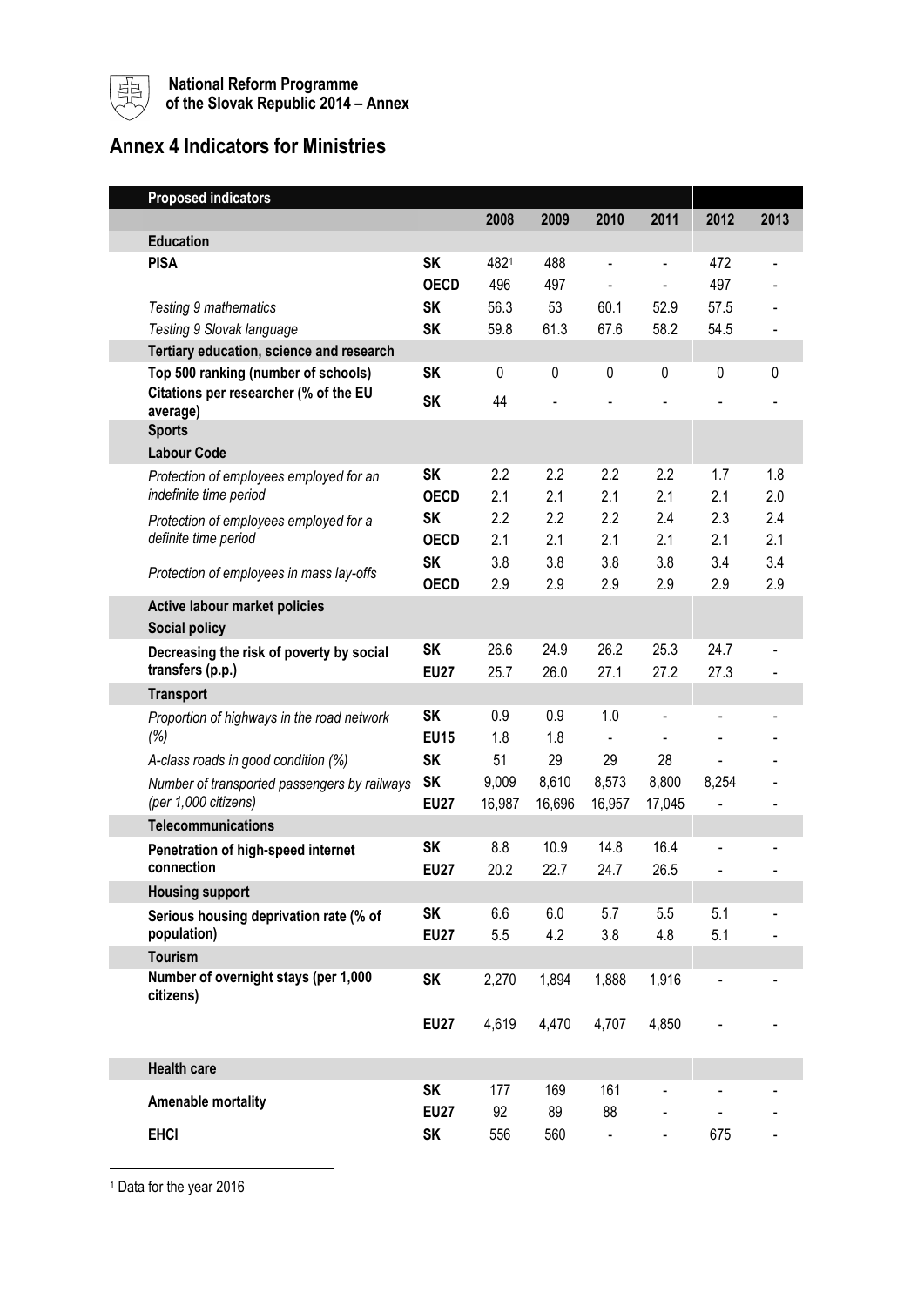## Annex 4 Indicators for Ministries

| Proposed indicators | | 2008 | 2009 | 2010 | 2011 | 2012 | 2013 |
|---|---|---|---|---|---|---|---|
| **Education** | | | | | | | |
| **PISA** | **SK** | 482[1] | 488 | - | - | 472 | - |
| | **OECD** | 496 | 497 | - | - | 497 | - |
| *Testing 9 mathematics* | **SK** | 56.3 | 53 | 60.1 | 52.9 | 57.5 | - |
| *Testing 9 Slovak language* | **SK** | 59.8 | 61.3 | 67.6 | 58.2 | 54.5 | - |
| **Tertiary education, science and research** | | | | | | | |
| **Top 500 ranking (number of schools)** | **SK** | 0 | 0 | 0 | 0 | 0 | 0 |
| **Citations per researcher (% of the EU average)** | **SK** | 44 | - | - | - | - | - |
| **Sports** | | | | | | | |
| **Labour Code** | | | | | | | |
| *Protection of employees employed for an indefinite time period* | **SK** | 2.2 | 2.2 | 2.2 | 2.2 | 1.7 | 1.8 |
| | **OECD** | 2.1 | 2.1 | 2.1 | 2.1 | 2.1 | 2.0 |
| *Protection of employees employed for a definite time period* | **SK** | 2.2 | 2.2 | 2.2 | 2.4 | 2.3 | 2.4 |
| | **OECD** | 2.1 | 2.1 | 2.1 | 2.1 | 2.1 | 2.1 |
| *Protection of employees in mass lay-offs* | **SK** | 3.8 | 3.8 | 3.8 | 3.8 | 3.4 | 3.4 |
| | **OECD** | 2.9 | 2.9 | 2.9 | 2.9 | 2.9 | 2.9 |
| **Active labour market policies** | | | | | | | |
| **Social policy** | | | | | | | |
| **Decreasing the risk of poverty by social transfers (p.p.)** | **SK** | 26.6 | 24.9 | 26.2 | 25.3 | 24.7 | - |
| | **EU27** | 25.7 | 26.0 | 27.1 | 27.2 | 27.3 | - |
| **Transport** | | | | | | | |
| *Proportion of highways in the road network (%)* | **SK** | 0.9 | 0.9 | 1.0 | - | - | - |
| | **EU15** | 1.8 | 1.8 | - | - | - | - |
| *A-class roads in good condition (%)* | **SK** | 51 | 29 | 29 | 28 | - | - |
| *Number of transported passengers by railways (per 1,000 citizens)* | **SK** | 9,009 | 8,610 | 8,573 | 8,800 | 8,254 | - |
| | **EU27** | 16,987 | 16,696 | 16,957 | 17,045 | - | - |
| **Telecommunications** | | | | | | | |
| **Penetration of high-speed internet connection** | **SK** | 8.8 | 10.9 | 14.8 | 16.4 | - | - |
| | **EU27** | 20.2 | 22.7 | 24.7 | 26.5 | - | - |
| **Housing support** | | | | | | | |
| **Serious housing deprivation rate (% of population)** | **SK** | 6.6 | 6.0 | 5.7 | 5.5 | 5.1 | - |
| | **EU27** | 5.5 | 4.2 | 3.8 | 4.8 | 5.1 | - |
| **Tourism** | | | | | | | |
| **Number of overnight stays (per 1,000 citizens)** | **SK** | 2,270 | 1,894 | 1,888 | 1,916 | - | - |
| | **EU27** | 4,619 | 4,470 | 4,707 | 4,850 | - | - |
| **Health care** | | | | | | | |
| **Amenable mortality** | **SK** | 177 | 169 | 161 | - | - | - |
| | **EU27** | 92 | 89 | 88 | - | - | - |
| **EHCI** | **SK** | 556 | 560 | - | - | 675 | - |

[1] Data for the year 2016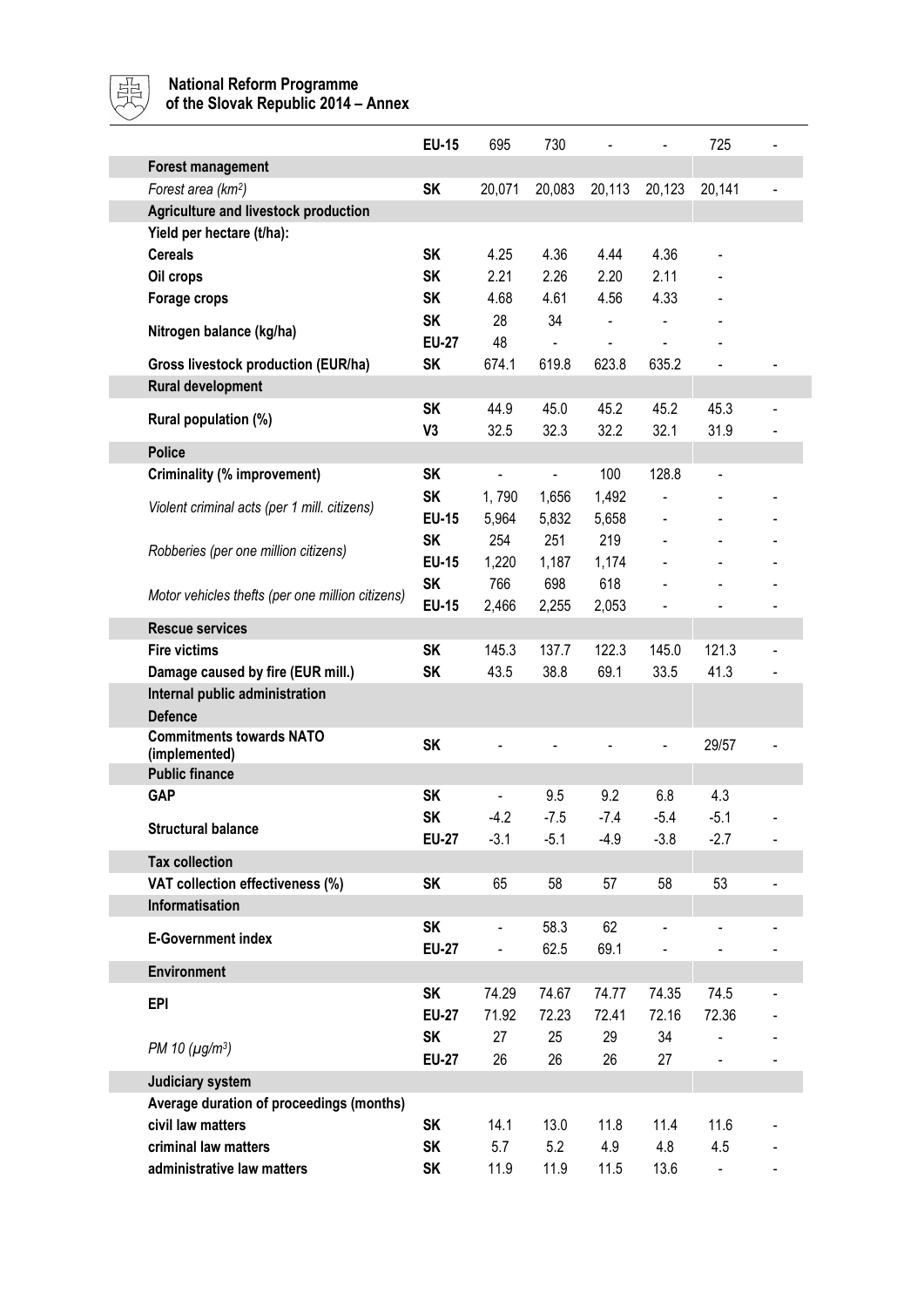|  |  |  |  |  |  |  |  |
|---|---|---|---|---|---|---|---|
|  | **EU-15** | 695 | 730 | - | - | 725 | - |
| **Forest management** |  |  |  |  |  |  |  |
| *Forest area (km²)* | **SK** | 20,071 | 20,083 | 20,113 | 20,123 | 20,141 | - |
| **Agriculture and livestock production** |  |  |  |  |  |  |  |
| **Yield per hectare (t/ha):** |  |  |  |  |  |  |  |
| **Cereals** | **SK** | 4.25 | 4.36 | 4.44 | 4.36 | - |  |
| **Oil crops** | **SK** | 2.21 | 2.26 | 2.20 | 2.11 | - |  |
| **Forage crops** | **SK** | 4.68 | 4.61 | 4.56 | 4.33 | - |  |
| **Nitrogen balance (kg/ha)** | **SK** | 28 | 34 | - | - | - |  |
|  | **EU-27** | 48 | - | - | - | - |  |
| **Gross livestock production (EUR/ha)** | **SK** | 674.1 | 619.8 | 623.8 | 635.2 | - | - |
| **Rural development** |  |  |  |  |  |  |  |
| **Rural population (%)** | **SK** | 44.9 | 45.0 | 45.2 | 45.2 | 45.3 | - |
|  | **V3** | 32.5 | 32.3 | 32.2 | 32.1 | 31.9 | - |
| **Police** |  |  |  |  |  |  |  |
| **Criminality (% improvement)** | **SK** | - | - | 100 | 128.8 | - |  |
| *Violent criminal acts (per 1 mill. citizens)* | **SK** | 1, 790 | 1,656 | 1,492 | - | - | - |
|  | **EU-15** | 5,964 | 5,832 | 5,658 | - | - | - |
| *Robberies (per one million citizens)* | **SK** | 254 | 251 | 219 | - | - | - |
|  | **EU-15** | 1,220 | 1,187 | 1,174 | - | - | - |
| *Motor vehicles thefts (per one million citizens)* | **SK** | 766 | 698 | 618 | - | - | - |
|  | **EU-15** | 2,466 | 2,255 | 2,053 | - | - | - |
| **Rescue services** |  |  |  |  |  |  |  |
| **Fire victims** | **SK** | 145.3 | 137.7 | 122.3 | 145.0 | 121.3 | - |
| **Damage caused by fire (EUR mill.)** | **SK** | 43.5 | 38.8 | 69.1 | 33.5 | 41.3 | - |
| **Internal public administration** |  |  |  |  |  |  |  |
| **Defence** |  |  |  |  |  |  |  |
| **Commitments towards NATO (implemented)** | **SK** | - | - | - | - | 29/57 | - |
| **Public finance** |  |  |  |  |  |  |  |
| **GAP** | **SK** | - | 9.5 | 9.2 | 6.8 | 4.3 |  |
| **Structural balance** | **SK** | -4.2 | -7.5 | -7.4 | -5.4 | -5.1 | - |
|  | **EU-27** | -3.1 | -5.1 | -4.9 | -3.8 | -2.7 | - |
| **Tax collection** |  |  |  |  |  |  |  |
| **VAT collection effectiveness (%)** | **SK** | 65 | 58 | 57 | 58 | 53 | - |
| **Informatisation** |  |  |  |  |  |  |  |
| **E-Government index** | **SK** | - | 58.3 | 62 | - | - | - |
|  | **EU-27** | - | 62.5 | 69.1 | - | - | - |
| **Environment** |  |  |  |  |  |  |  |
| **EPI** | **SK** | 74.29 | 74.67 | 74.77 | 74.35 | 74.5 | - |
|  | **EU-27** | 71.92 | 72.23 | 72.41 | 72.16 | 72.36 | - |
| *PM 10 (μg/m³)* | **SK** | 27 | 25 | 29 | 34 | - | - |
|  | **EU-27** | 26 | 26 | 26 | 27 | - | - |
| **Judiciary system** |  |  |  |  |  |  |  |
| **Average duration of proceedings (months)** |  |  |  |  |  |  |  |
| **civil law matters** | **SK** | 14.1 | 13.0 | 11.8 | 11.4 | 11.6 | - |
| **criminal law matters** | **SK** | 5.7 | 5.2 | 4.9 | 4.8 | 4.5 | - |
| **administrative law matters** | **SK** | 11.9 | 11.9 | 11.5 | 13.6 | - | - |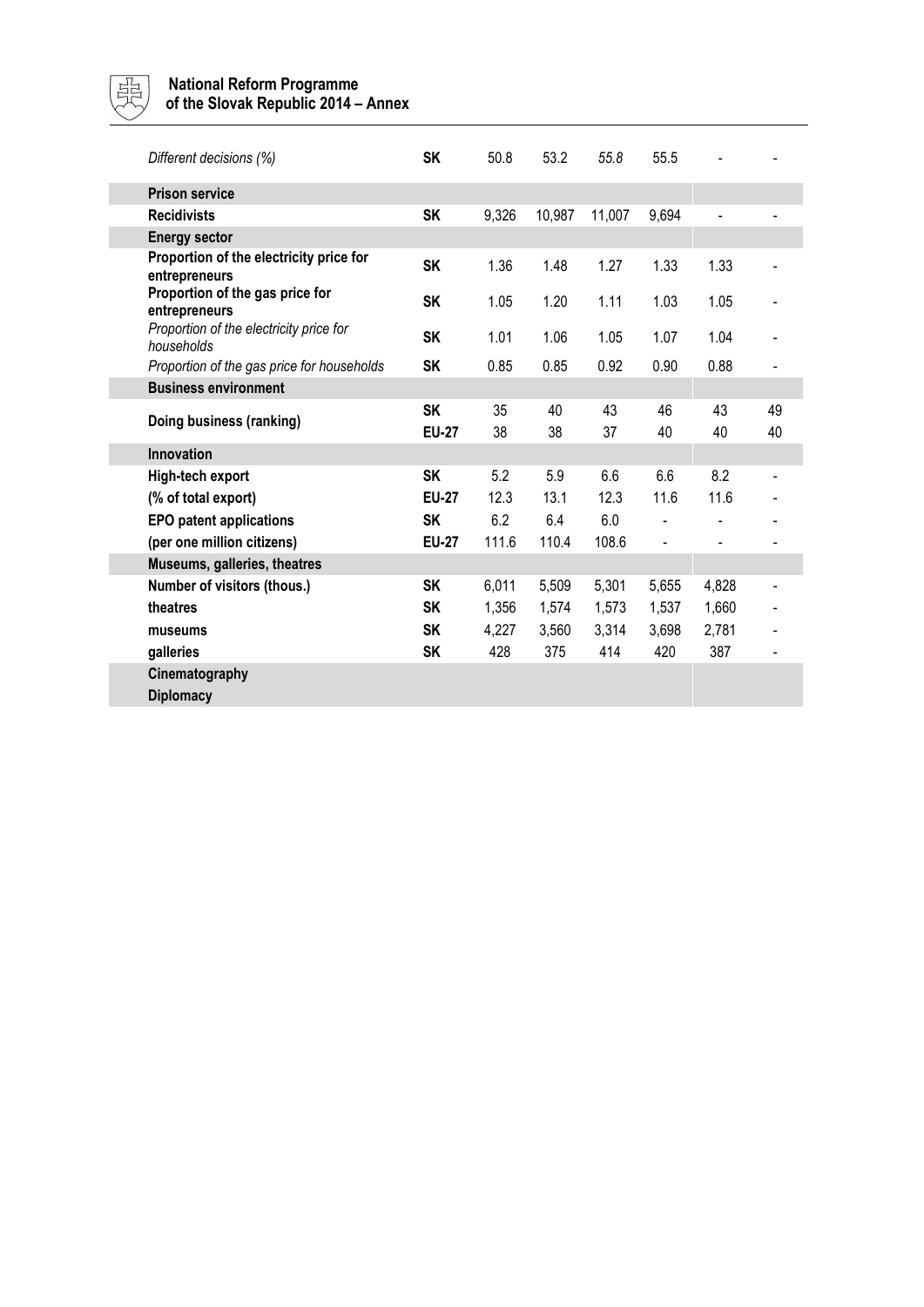| | | | | | | | |
|---|---|---|---|---|---|---|---|
| *Different decisions (%)* | **SK** | 50.8 | 53.2 | *55.8* | 55.5 | - | - |
| **Prison service** | | | | | | | |
| **Recidivists** | **SK** | 9,326 | 10,987 | 11,007 | 9,694 | - | - |
| **Energy sector** | | | | | | | |
| **Proportion of the electricity price for entrepreneurs** | **SK** | 1.36 | 1.48 | 1.27 | 1.33 | 1.33 | - |
| **Proportion of the gas price for entrepreneurs** | **SK** | 1.05 | 1.20 | 1.11 | 1.03 | 1.05 | - |
| *Proportion of the electricity price for households* | **SK** | 1.01 | 1.06 | 1.05 | 1.07 | 1.04 | - |
| *Proportion of the gas price for households* | **SK** | 0.85 | 0.85 | 0.92 | 0.90 | 0.88 | - |
| **Business environment** | | | | | | | |
| **Doing business (ranking)** | **SK** | 35 | 40 | 43 | 46 | 43 | 49 |
| | **EU-27** | 38 | 38 | 37 | 40 | 40 | 40 |
| **Innovation** | | | | | | | |
| **High-tech export** | **SK** | 5.2 | 5.9 | 6.6 | 6.6 | 8.2 | - |
| **(% of total export)** | **EU-27** | 12.3 | 13.1 | 12.3 | 11.6 | 11.6 | - |
| **EPO patent applications** | **SK** | 6.2 | 6.4 | 6.0 | - | - | - |
| **(per one million citizens)** | **EU-27** | 111.6 | 110.4 | 108.6 | - | - | - |
| **Museums, galleries, theatres** | | | | | | | |
| **Number of visitors (thous.)** | **SK** | 6,011 | 5,509 | 5,301 | 5,655 | 4,828 | - |
| **theatres** | **SK** | 1,356 | 1,574 | 1,573 | 1,537 | 1,660 | - |
| **museums** | **SK** | 4,227 | 3,560 | 3,314 | 3,698 | 2,781 | - |
| **galleries** | **SK** | 428 | 375 | 414 | 420 | 387 | - |
| **Cinematography** | | | | | | | |
| **Diplomacy** | | | | | | | |